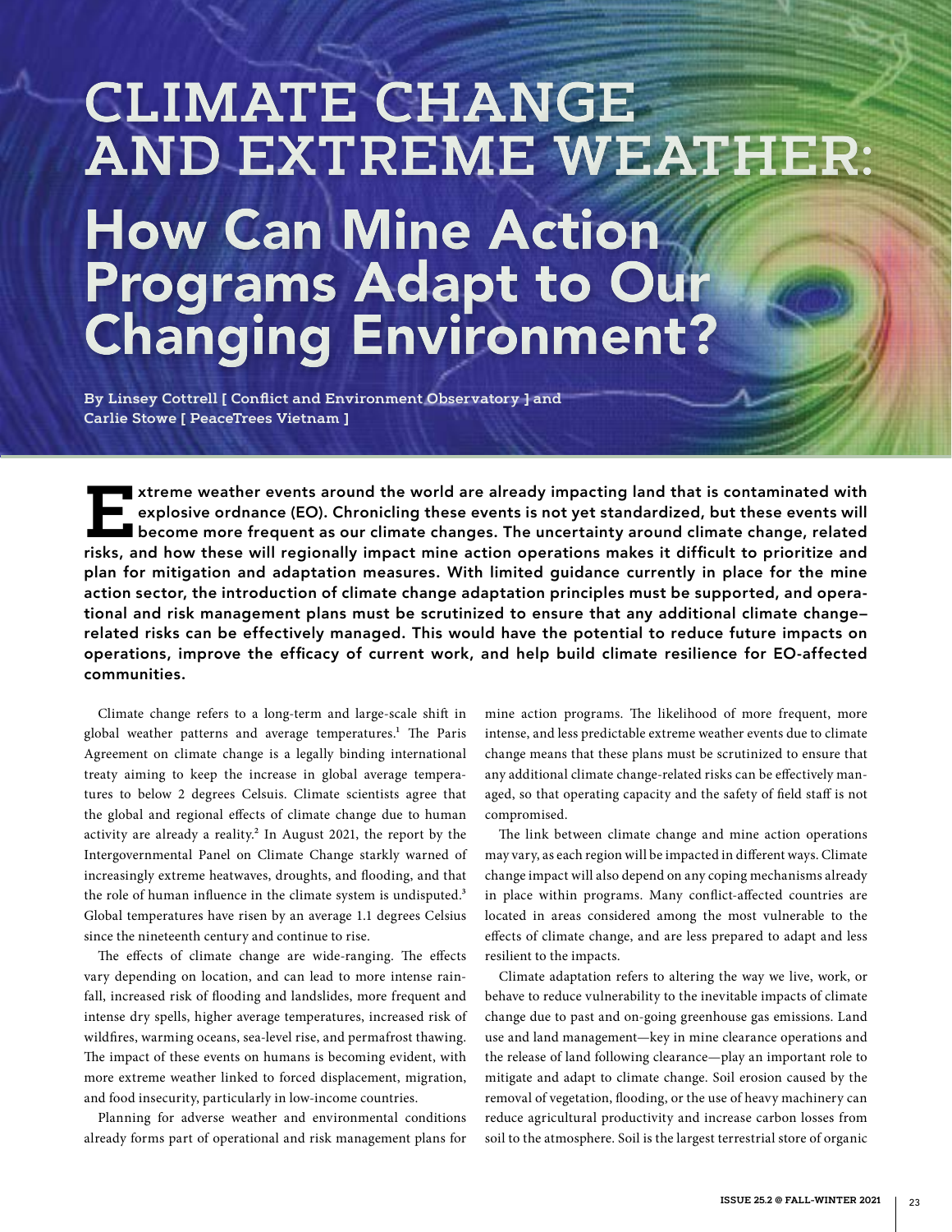# CLIMATE CHANGE AND EXTREME WEATHER:

# How Can Mine Action Programs Adapt to Our Changing Environment?

**By Linsey Cottrell [ Conflict and Environment Observatory ] and Carlie Stowe [ PeaceTrees Vietnam ]**

**Extreme weather events around the world are already impacting land that is contaminated with explosive ordnance (EO). Chronicling these events is not yet standardized, but these events will become more frequent as our climate changes. The uncertainty around climate change, related risks, and how these will regionally impact mine action operations makes it difficult to prioritize and plan for mitigation and adaptation measures. With limited guidance currently in place for the mine action sector, the introduction of climate change adaptation principles must be supported, and operational and risk management plans must be scrutinized to ensure that any additional climate change–related risks can be effectively managed. This would have the potential to reduce future impacts on operations, improve the efficacy of current work, and help build climate resilience for EO-affected communities.**

Climate change refers to a long-term and large-scale shift in global weather patterns and average temperatures.[1] The Paris Agreement on climate change is a legally binding international treaty aiming to keep the increase in global average temperatures to below 2 degrees Celsuis. Climate scientists agree that the global and regional effects of climate change due to human activity are already a reality.[2] In August 2021, the report by the Intergovernmental Panel on Climate Change starkly warned of increasingly extreme heatwaves, droughts, and flooding, and that the role of human influence in the climate system is undisputed.[3] Global temperatures have risen by an average 1.1 degrees Celsius since the nineteenth century and continue to rise.

The effects of climate change are wide-ranging. The effects vary depending on location, and can lead to more intense rainfall, increased risk of flooding and landslides, more frequent and intense dry spells, higher average temperatures, increased risk of wildfires, warming oceans, sea-level rise, and permafrost thawing. The impact of these events on humans is becoming evident, with more extreme weather linked to forced displacement, migration, and food insecurity, particularly in low-income countries.

Planning for adverse weather and environmental conditions already forms part of operational and risk management plans for mine action programs. The likelihood of more frequent, more intense, and less predictable extreme weather events due to climate change means that these plans must be scrutinized to ensure that any additional climate change-related risks can be effectively managed, so that operating capacity and the safety of field staff is not compromised.

The link between climate change and mine action operations may vary, as each region will be impacted in different ways. Climate change impact will also depend on any coping mechanisms already in place within programs. Many conflict-affected countries are located in areas considered among the most vulnerable to the effects of climate change, and are less prepared to adapt and less resilient to the impacts.

Climate adaptation refers to altering the way we live, work, or behave to reduce vulnerability to the inevitable impacts of climate change due to past and on-going greenhouse gas emissions. Land use and land management—key in mine clearance operations and the release of land following clearance—play an important role to mitigate and adapt to climate change. Soil erosion caused by the removal of vegetation, flooding, or the use of heavy machinery can reduce agricultural productivity and increase carbon losses from soil to the atmosphere. Soil is the largest terrestrial store of organic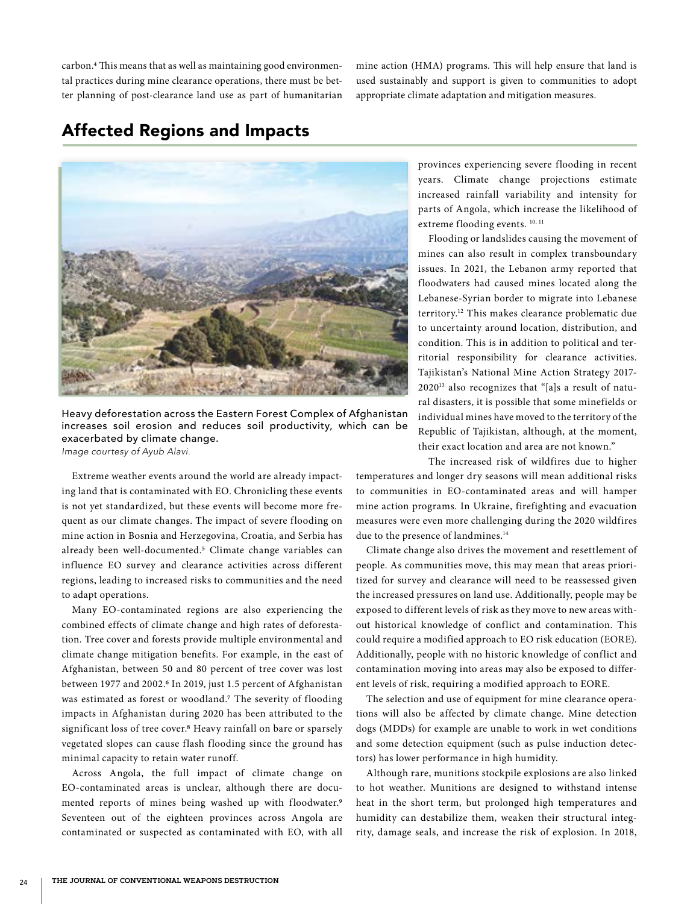carbon.[4] This means that as well as maintaining good environmental practices during mine clearance operations, there must be better planning of post-clearance land use as part of humanitarian mine action (HMA) programs. This will help ensure that land is used sustainably and support is given to communities to adopt appropriate climate adaptation and mitigation measures.

## Affected Regions and Impacts

Heavy deforestation across the Eastern Forest Complex of Afghanistan increases soil erosion and reduces soil productivity, which can be exacerbated by climate change.
*Image courtesy of Ayub Alavi.*

Extreme weather events around the world are already impacting land that is contaminated with EO. Chronicling these events is not yet standardized, but these events will become more frequent as our climate changes. The impact of severe flooding on mine action in Bosnia and Herzegovina, Croatia, and Serbia has already been well-documented.[5] Climate change variables can influence EO survey and clearance activities across different regions, leading to increased risks to communities and the need to adapt operations.

Many EO-contaminated regions are also experiencing the combined effects of climate change and high rates of deforestation. Tree cover and forests provide multiple environmental and climate change mitigation benefits. For example, in the east of Afghanistan, between 50 and 80 percent of tree cover was lost between 1977 and 2002.[6] In 2019, just 1.5 percent of Afghanistan was estimated as forest or woodland.[7] The severity of flooding impacts in Afghanistan during 2020 has been attributed to the significant loss of tree cover.[8] Heavy rainfall on bare or sparsely vegetated slopes can cause flash flooding since the ground has minimal capacity to retain water runoff.

Across Angola, the full impact of climate change on EO-contaminated areas is unclear, although there are documented reports of mines being washed up with floodwater.[9] Seventeen out of the eighteen provinces across Angola are contaminated or suspected as contaminated with EO, with all provinces experiencing severe flooding in recent years. Climate change projections estimate increased rainfall variability and intensity for parts of Angola, which increase the likelihood of extreme flooding events.[10, 11]

Flooding or landslides causing the movement of mines can also result in complex transboundary issues. In 2021, the Lebanon army reported that floodwaters had caused mines located along the Lebanese-Syrian border to migrate into Lebanese territory.[12] This makes clearance problematic due to uncertainty around location, distribution, and condition. This is in addition to political and territorial responsibility for clearance activities. Tajikistan's National Mine Action Strategy 2017-2020[13] also recognizes that "[a]s a result of natural disasters, it is possible that some minefields or individual mines have moved to the territory of the Republic of Tajikistan, although, at the moment, their exact location and area are not known."

The increased risk of wildfires due to higher temperatures and longer dry seasons will mean additional risks to communities in EO-contaminated areas and will hamper mine action programs. In Ukraine, firefighting and evacuation measures were even more challenging during the 2020 wildfires due to the presence of landmines.[14]

Climate change also drives the movement and resettlement of people. As communities move, this may mean that areas prioritized for survey and clearance will need to be reassessed given the increased pressures on land use. Additionally, people may be exposed to different levels of risk as they move to new areas without historical knowledge of conflict and contamination. This could require a modified approach to EO risk education (EORE). Additionally, people with no historic knowledge of conflict and contamination moving into areas may also be exposed to different levels of risk, requiring a modified approach to EORE.

The selection and use of equipment for mine clearance operations will also be affected by climate change. Mine detection dogs (MDDs) for example are unable to work in wet conditions and some detection equipment (such as pulse induction detectors) has lower performance in high humidity.

Although rare, munitions stockpile explosions are also linked to hot weather. Munitions are designed to withstand intense heat in the short term, but prolonged high temperatures and humidity can destabilize them, weaken their structural integrity, damage seals, and increase the risk of explosion. In 2018,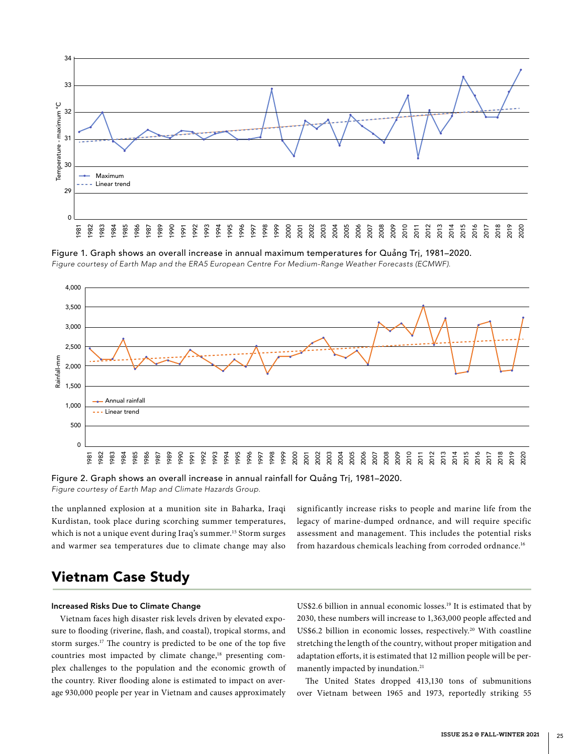Figure 1. Graph shows an overall increase in annual maximum temperatures for Quảng Trị, 1981–2020.
*Figure courtesy of Earth Map and the ERA5 European Centre For Medium-Range Weather Forecasts (ECMWF).*

Figure 2. Graph shows an overall increase in annual rainfall for Quảng Trị, 1981–2020.
*Figure courtesy of Earth Map and Climate Hazards Group.*

the unplanned explosion at a munition site in Baharka, Iraqi Kurdistan, took place during scorching summer temperatures, which is not a unique event during Iraq's summer.[15] Storm surges and warmer sea temperatures due to climate change may also significantly increase risks to people and marine life from the legacy of marine-dumped ordnance, and will require specific assessment and management. This includes the potential risks from hazardous chemicals leaching from corroded ordnance.[16]

## Vietnam Case Study

### Increased Risks Due to Climate Change

Vietnam faces high disaster risk levels driven by elevated exposure to flooding (riverine, flash, and coastal), tropical storms, and storm surges.[17] The country is predicted to be one of the top five countries most impacted by climate change,[18] presenting complex challenges to the population and the economic growth of the country. River flooding alone is estimated to impact on average 930,000 people per year in Vietnam and causes approximately US$2.6 billion in annual economic losses.[19] It is estimated that by 2030, these numbers will increase to 1,363,000 people affected and US$6.2 billion in economic losses, respectively.[20] With coastline stretching the length of the country, without proper mitigation and adaptation efforts, it is estimated that 12 million people will be permanently impacted by inundation.[21]

The United States dropped 413,130 tons of submunitions over Vietnam between 1965 and 1973, reportedly striking 55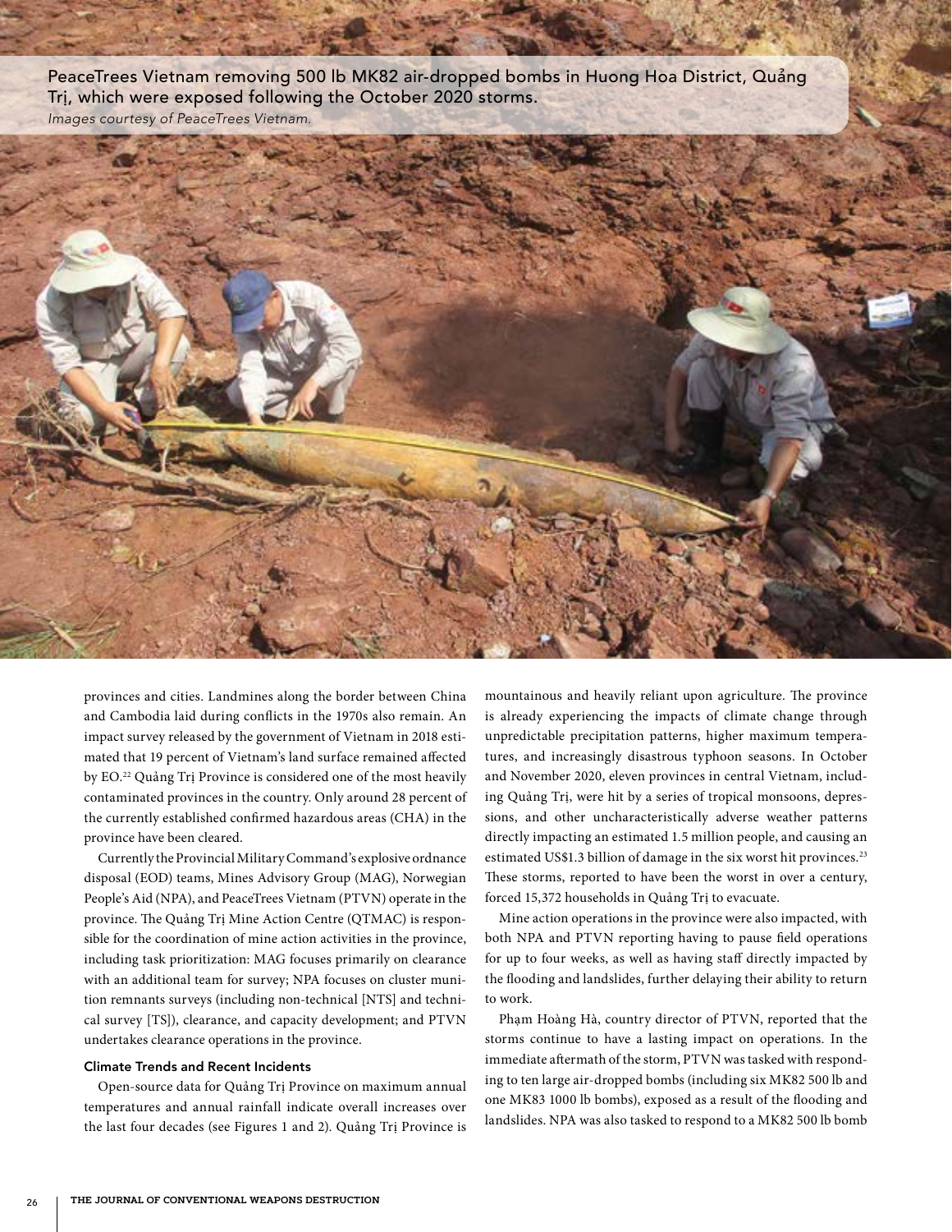PeaceTrees Vietnam removing 500 lb MK82 air-dropped bombs in Huong Hoa District, Quảng Trị, which were exposed following the October 2020 storms.
*Images courtesy of PeaceTrees Vietnam.*

provinces and cities. Landmines along the border between China and Cambodia laid during conflicts in the 1970s also remain. An impact survey released by the government of Vietnam in 2018 estimated that 19 percent of Vietnam's land surface remained affected by EO.[22] Quảng Trị Province is considered one of the most heavily contaminated provinces in the country. Only around 28 percent of the currently established confirmed hazardous areas (CHA) in the province have been cleared.

Currently the Provincial Military Command's explosive ordnance disposal (EOD) teams, Mines Advisory Group (MAG), Norwegian People's Aid (NPA), and PeaceTrees Vietnam (PTVN) operate in the province. The Quảng Trị Mine Action Centre (QTMAC) is responsible for the coordination of mine action activities in the province, including task prioritization: MAG focuses primarily on clearance with an additional team for survey; NPA focuses on cluster munition remnants surveys (including non-technical [NTS] and technical survey [TS]), clearance, and capacity development; and PTVN undertakes clearance operations in the province.

### Climate Trends and Recent Incidents

Open-source data for Quảng Trị Province on maximum annual temperatures and annual rainfall indicate overall increases over the last four decades (see Figures 1 and 2). Quảng Trị Province is mountainous and heavily reliant upon agriculture. The province is already experiencing the impacts of climate change through unpredictable precipitation patterns, higher maximum temperatures, and increasingly disastrous typhoon seasons. In October and November 2020, eleven provinces in central Vietnam, including Quảng Trị, were hit by a series of tropical monsoons, depressions, and other uncharacteristically adverse weather patterns directly impacting an estimated 1.5 million people, and causing an estimated US$1.3 billion of damage in the six worst hit provinces.[23] These storms, reported to have been the worst in over a century, forced 15,372 households in Quảng Trị to evacuate.

Mine action operations in the province were also impacted, with both NPA and PTVN reporting having to pause field operations for up to four weeks, as well as having staff directly impacted by the flooding and landslides, further delaying their ability to return to work.

Phạm Hoàng Hà, country director of PTVN, reported that the storms continue to have a lasting impact on operations. In the immediate aftermath of the storm, PTVN was tasked with responding to ten large air-dropped bombs (including six MK82 500 lb and one MK83 1000 lb bombs), exposed as a result of the flooding and landslides. NPA was also tasked to respond to a MK82 500 lb bomb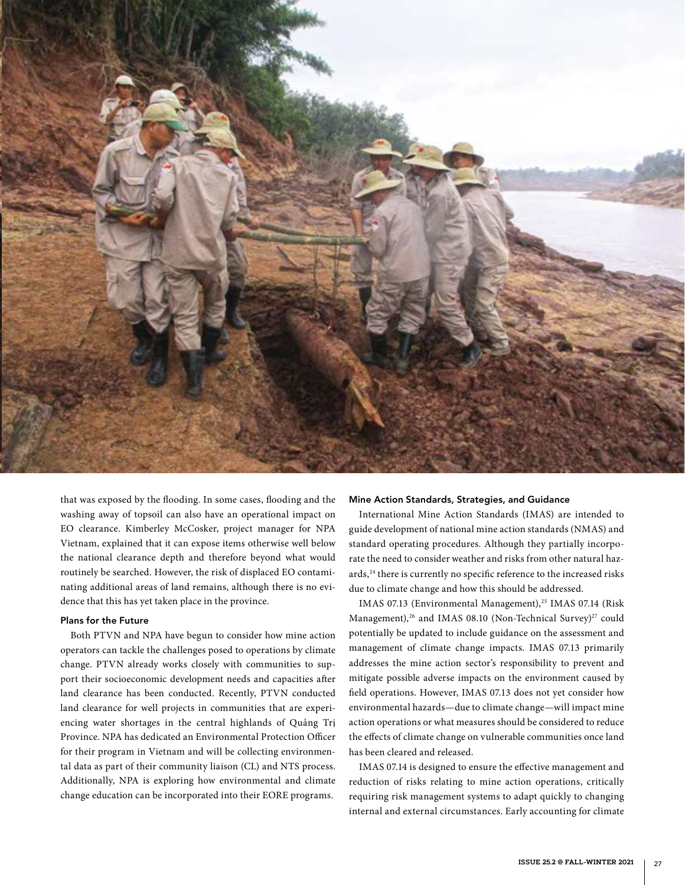that was exposed by the flooding. In some cases, flooding and the washing away of topsoil can also have an operational impact on EO clearance. Kimberley McCosker, project manager for NPA Vietnam, explained that it can expose items otherwise well below the national clearance depth and therefore beyond what would routinely be searched. However, the risk of displaced EO contaminating additional areas of land remains, although there is no evidence that this has yet taken place in the province.

### Plans for the Future

Both PTVN and NPA have begun to consider how mine action operators can tackle the challenges posed to operations by climate change. PTVN already works closely with communities to support their socioeconomic development needs and capacities after land clearance has been conducted. Recently, PTVN conducted land clearance for well projects in communities that are experiencing water shortages in the central highlands of Quảng Trị Province. NPA has dedicated an Environmental Protection Officer for their program in Vietnam and will be collecting environmental data as part of their community liaison (CL) and NTS process. Additionally, NPA is exploring how environmental and climate change education can be incorporated into their EORE programs.

### Mine Action Standards, Strategies, and Guidance

International Mine Action Standards (IMAS) are intended to guide development of national mine action standards (NMAS) and standard operating procedures. Although they partially incorporate the need to consider weather and risks from other natural hazards,[24] there is currently no specific reference to the increased risks due to climate change and how this should be addressed.

IMAS 07.13 (Environmental Management),[25] IMAS 07.14 (Risk Management),[26] and IMAS 08.10 (Non-Technical Survey)[27] could potentially be updated to include guidance on the assessment and management of climate change impacts. IMAS 07.13 primarily addresses the mine action sector's responsibility to prevent and mitigate possible adverse impacts on the environment caused by field operations. However, IMAS 07.13 does not yet consider how environmental hazards—due to climate change—will impact mine action operations or what measures should be considered to reduce the effects of climate change on vulnerable communities once land has been cleared and released.

IMAS 07.14 is designed to ensure the effective management and reduction of risks relating to mine action operations, critically requiring risk management systems to adapt quickly to changing internal and external circumstances. Early accounting for climate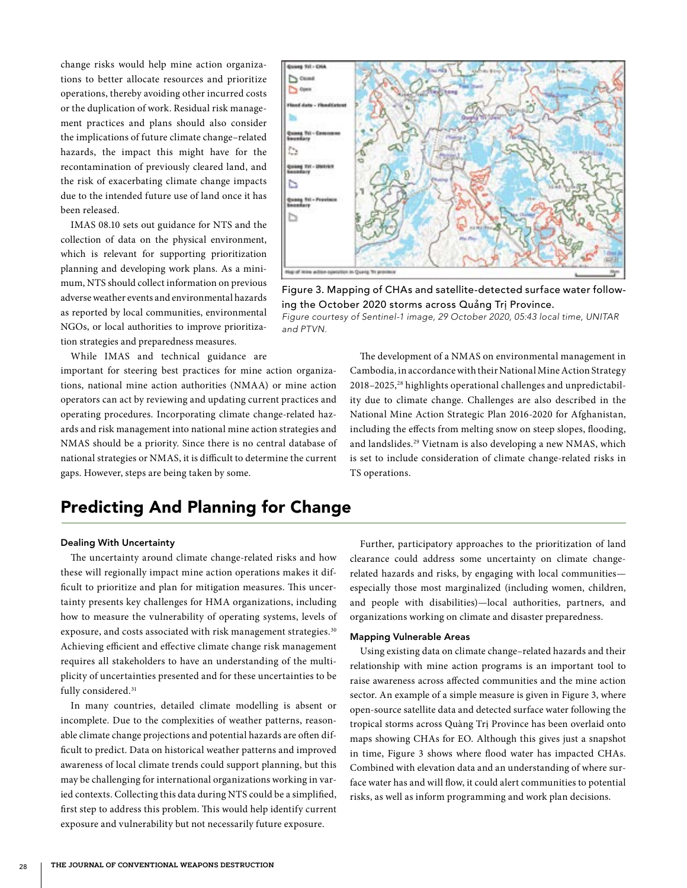change risks would help mine action organizations to better allocate resources and prioritize operations, thereby avoiding other incurred costs or the duplication of work. Residual risk management practices and plans should also consider the implications of future climate change–related hazards, the impact this might have for the recontamination of previously cleared land, and the risk of exacerbating climate change impacts due to the intended future use of land once it has been released.

IMAS 08.10 sets out guidance for NTS and the collection of data on the physical environment, which is relevant for supporting prioritization planning and developing work plans. As a minimum, NTS should collect information on previous adverse weather events and environmental hazards as reported by local communities, environmental NGOs, or local authorities to improve prioritization strategies and preparedness measures.

Figure 3. Mapping of CHAs and satellite-detected surface water following the October 2020 storms across Quảng Trị Province.
*Figure courtesy of Sentinel-1 image, 29 October 2020, 05:43 local time, UNITAR and PTVN.*

While IMAS and technical guidance are important for steering best practices for mine action organizations, national mine action authorities (NMAA) or mine action operators can act by reviewing and updating current practices and operating procedures. Incorporating climate change-related hazards and risk management into national mine action strategies and NMAS should be a priority. Since there is no central database of national strategies or NMAS, it is difficult to determine the current gaps. However, steps are being taken by some.

The development of a NMAS on environmental management in Cambodia, in accordance with their National Mine Action Strategy 2018–2025,[28] highlights operational challenges and unpredictability due to climate change. Challenges are also described in the National Mine Action Strategic Plan 2016-2020 for Afghanistan, including the effects from melting snow on steep slopes, flooding, and landslides.[29] Vietnam is also developing a new NMAS, which is set to include consideration of climate change-related risks in TS operations.

## Predicting And Planning for Change

### Dealing With Uncertainty

The uncertainty around climate change-related risks and how these will regionally impact mine action operations makes it difficult to prioritize and plan for mitigation measures. This uncertainty presents key challenges for HMA organizations, including how to measure the vulnerability of operating systems, levels of exposure, and costs associated with risk management strategies.[30] Achieving efficient and effective climate change risk management requires all stakeholders to have an understanding of the multiplicity of uncertainties presented and for these uncertainties to be fully considered.[31]

In many countries, detailed climate modelling is absent or incomplete. Due to the complexities of weather patterns, reasonable climate change projections and potential hazards are often difficult to predict. Data on historical weather patterns and improved awareness of local climate trends could support planning, but this may be challenging for international organizations working in varied contexts. Collecting this data during NTS could be a simplified, first step to address this problem. This would help identify current exposure and vulnerability but not necessarily future exposure.

Further, participatory approaches to the prioritization of land clearance could address some uncertainty on climate change-related hazards and risks, by engaging with local communities—especially those most marginalized (including women, children, and people with disabilities)—local authorities, partners, and organizations working on climate and disaster preparedness.

### Mapping Vulnerable Areas

Using existing data on climate change–related hazards and their relationship with mine action programs is an important tool to raise awareness across affected communities and the mine action sector. An example of a simple measure is given in Figure 3, where open-source satellite data and detected surface water following the tropical storms across Quàng Trị Province has been overlaid onto maps showing CHAs for EO. Although this gives just a snapshot in time, Figure 3 shows where flood water has impacted CHAs. Combined with elevation data and an understanding of where surface water has and will flow, it could alert communities to potential risks, as well as inform programming and work plan decisions.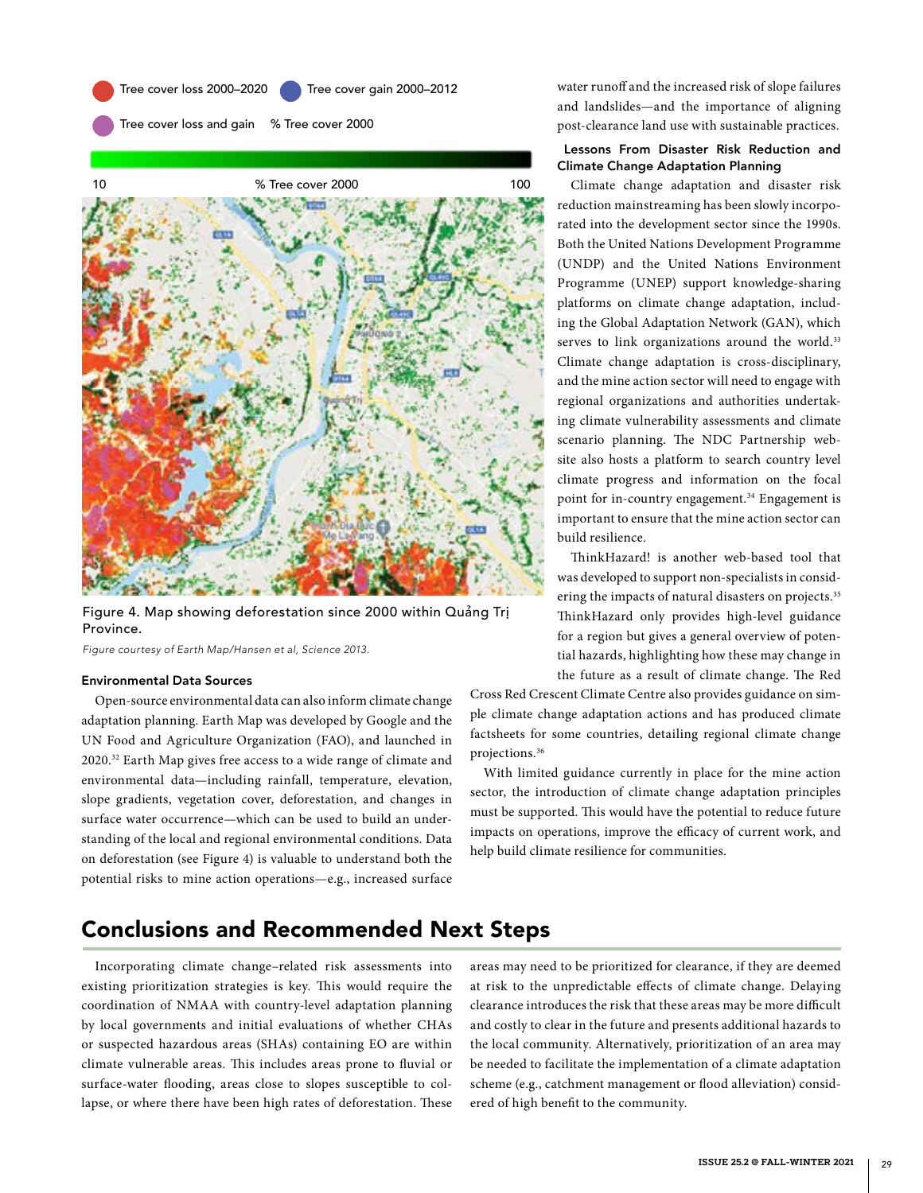Figure 4. Map showing deforestation since 2000 within Quảng Trị Province.

*Figure courtesy of Earth Map/Hansen et al, Science 2013.*

### Environmental Data Sources

Open-source environmental data can also inform climate change adaptation planning. Earth Map was developed by Google and the UN Food and Agriculture Organization (FAO), and launched in 2020.[32] Earth Map gives free access to a wide range of climate and environmental data—including rainfall, temperature, elevation, slope gradients, vegetation cover, deforestation, and changes in surface water occurrence—which can be used to build an understanding of the local and regional environmental conditions. Data on deforestation (see Figure 4) is valuable to understand both the potential risks to mine action operations—e.g., increased surface water runoff and the increased risk of slope failures and landslides—and the importance of aligning post-clearance land use with sustainable practices.

### Lessons From Disaster Risk Reduction and Climate Change Adaptation Planning

Climate change adaptation and disaster risk reduction mainstreaming has been slowly incorporated into the development sector since the 1990s. Both the United Nations Development Programme (UNDP) and the United Nations Environment Programme (UNEP) support knowledge-sharing platforms on climate change adaptation, including the Global Adaptation Network (GAN), which serves to link organizations around the world.[33] Climate change adaptation is cross-disciplinary, and the mine action sector will need to engage with regional organizations and authorities undertaking climate vulnerability assessments and climate scenario planning. The NDC Partnership website also hosts a platform to search country level climate progress and information on the focal point for in-country engagement.[34] Engagement is important to ensure that the mine action sector can build resilience.

ThinkHazard! is another web-based tool that was developed to support non-specialists in considering the impacts of natural disasters on projects.[35] ThinkHazard only provides high-level guidance for a region but gives a general overview of potential hazards, highlighting how these may change in the future as a result of climate change. The Red Cross Red Crescent Climate Centre also provides guidance on simple climate change adaptation actions and has produced climate factsheets for some countries, detailing regional climate change projections.[36]

With limited guidance currently in place for the mine action sector, the introduction of climate change adaptation principles must be supported. This would have the potential to reduce future impacts on operations, improve the efficacy of current work, and help build climate resilience for communities.

## Conclusions and Recommended Next Steps

Incorporating climate change–related risk assessments into existing prioritization strategies is key. This would require the coordination of NMAA with country-level adaptation planning by local governments and initial evaluations of whether CHAs or suspected hazardous areas (SHAs) containing EO are within climate vulnerable areas. This includes areas prone to fluvial or surface-water flooding, areas close to slopes susceptible to collapse, or where there have been high rates of deforestation. These areas may need to be prioritized for clearance, if they are deemed at risk to the unpredictable effects of climate change. Delaying clearance introduces the risk that these areas may be more difficult and costly to clear in the future and presents additional hazards to the local community. Alternatively, prioritization of an area may be needed to facilitate the implementation of a climate adaptation scheme (e.g., catchment management or flood alleviation) considered of high benefit to the community.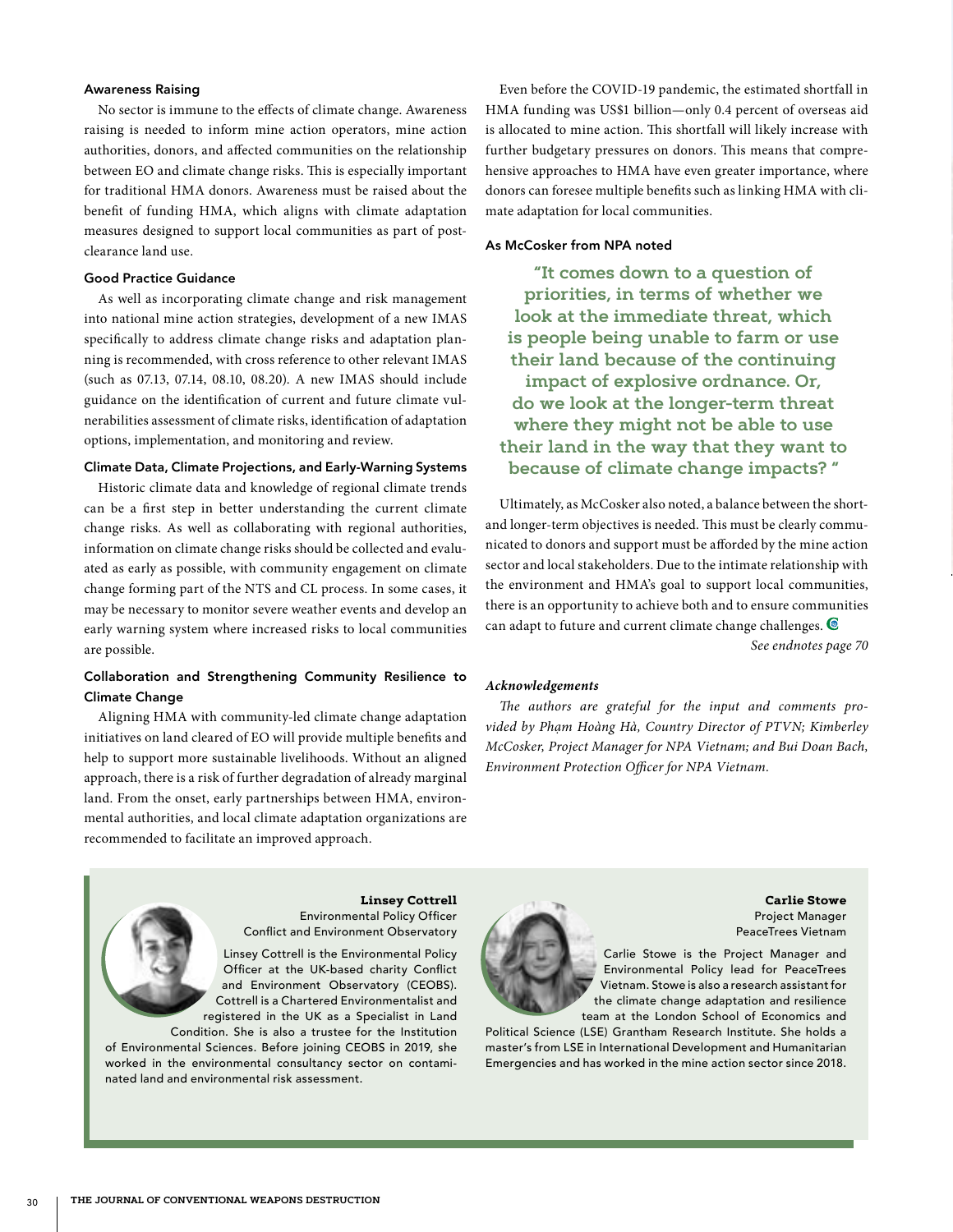### Awareness Raising

No sector is immune to the effects of climate change. Awareness raising is needed to inform mine action operators, mine action authorities, donors, and affected communities on the relationship between EO and climate change risks. This is especially important for traditional HMA donors. Awareness must be raised about the benefit of funding HMA, which aligns with climate adaptation measures designed to support local communities as part of post-clearance land use.

### Good Practice Guidance

As well as incorporating climate change and risk management into national mine action strategies, development of a new IMAS specifically to address climate change risks and adaptation planning is recommended, with cross reference to other relevant IMAS (such as 07.13, 07.14, 08.10, 08.20). A new IMAS should include guidance on the identification of current and future climate vulnerabilities assessment of climate risks, identification of adaptation options, implementation, and monitoring and review.

### Climate Data, Climate Projections, and Early-Warning Systems

Historic climate data and knowledge of regional climate trends can be a first step in better understanding the current climate change risks. As well as collaborating with regional authorities, information on climate change risks should be collected and evaluated as early as possible, with community engagement on climate change forming part of the NTS and CL process. In some cases, it may be necessary to monitor severe weather events and develop an early warning system where increased risks to local communities are possible.

### Collaboration and Strengthening Community Resilience to Climate Change

Aligning HMA with community-led climate change adaptation initiatives on land cleared of EO will provide multiple benefits and help to support more sustainable livelihoods. Without an aligned approach, there is a risk of further degradation of already marginal land. From the onset, early partnerships between HMA, environmental authorities, and local climate adaptation organizations are recommended to facilitate an improved approach.

Even before the COVID-19 pandemic, the estimated shortfall in HMA funding was US$1 billion—only 0.4 percent of overseas aid is allocated to mine action. This shortfall will likely increase with further budgetary pressures on donors. This means that comprehensive approaches to HMA have even greater importance, where donors can foresee multiple benefits such as linking HMA with climate adaptation for local communities.

### As McCosker from NPA noted

> **"It comes down to a question of priorities, in terms of whether we look at the immediate threat, which is people being unable to farm or use their land because of the continuing impact of explosive ordnance. Or, do we look at the longer-term threat where they might not be able to use their land in the way that they want to because of climate change impacts? "**

Ultimately, as McCosker also noted, a balance between the short- and longer-term objectives is needed. This must be clearly communicated to donors and support must be afforded by the mine action sector and local stakeholders. Due to the intimate relationship with the environment and HMA's goal to support local communities, there is an opportunity to achieve both and to ensure communities can adapt to future and current climate change challenges.

*See endnotes page 70*

***Acknowledgements***

*The authors are grateful for the input and comments provided by Phạm Hoàng Hà, Country Director of PTVN; Kimberley McCosker, Project Manager for NPA Vietnam; and Bui Doan Bach, Environment Protection Officer for NPA Vietnam.*

**Linsey Cottrell**
Environmental Policy Officer
Conflict and Environment Observatory

Linsey Cottrell is the Environmental Policy Officer at the UK-based charity Conflict and Environment Observatory (CEOBS). Cottrell is a Chartered Environmentalist and registered in the UK as a Specialist in Land Condition. She is also a trustee for the Institution of Environmental Sciences. Before joining CEOBS in 2019, she worked in the environmental consultancy sector on contaminated land and environmental risk assessment.

**Carlie Stowe**
Project Manager
PeaceTrees Vietnam

Carlie Stowe is the Project Manager and Environmental Policy lead for PeaceTrees Vietnam. Stowe is also a research assistant for the climate change adaptation and resilience team at the London School of Economics and Political Science (LSE) Grantham Research Institute. She holds a master's from LSE in International Development and Humanitarian Emergencies and has worked in the mine action sector since 2018.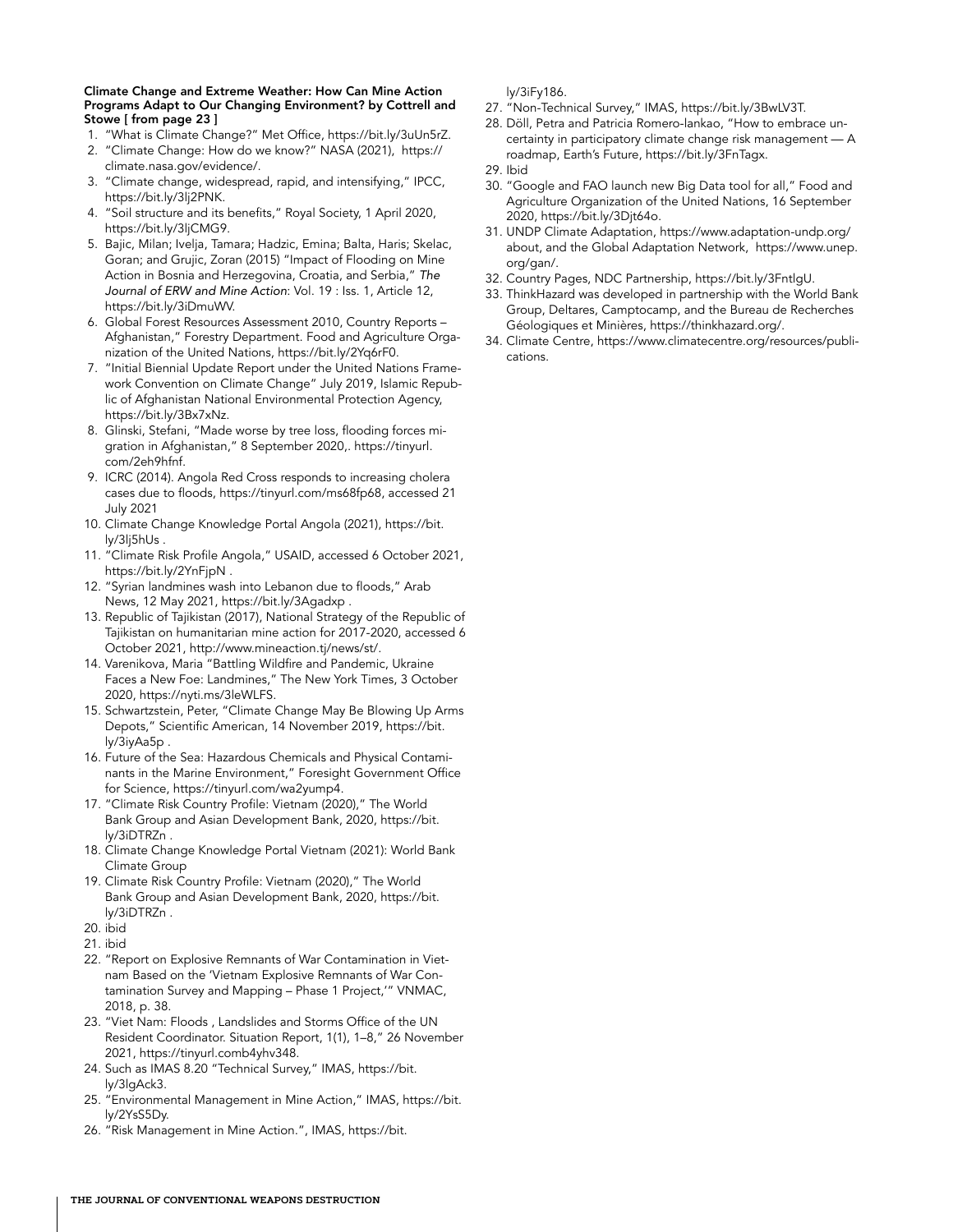**Climate Change and Extreme Weather: How Can Mine Action Programs Adapt to Our Changing Environment? by Cottrell and Stowe [ from page 23 ]**

1. "What is Climate Change?" Met Office, https://bit.ly/3uUn5rZ.
2. "Climate Change: How do we know?" NASA (2021), https://climate.nasa.gov/evidence/.
3. "Climate change, widespread, rapid, and intensifying," IPCC, https://bit.ly/3lj2PNK.
4. "Soil structure and its benefits," Royal Society, 1 April 2020, https://bit.ly/3ljCMG9.
5. Bajic, Milan; Ivelja, Tamara; Hadzic, Emina; Balta, Haris; Skelac, Goran; and Grujic, Zoran (2015) "Impact of Flooding on Mine Action in Bosnia and Herzegovina, Croatia, and Serbia," *The Journal of ERW and Mine Action*: Vol. 19 : Iss. 1, Article 12, https://bit.ly/3iDmuWV.
6. Global Forest Resources Assessment 2010, Country Reports – Afghanistan," Forestry Department. Food and Agriculture Organization of the United Nations, https://bit.ly/2Yq6rF0.
7. "Initial Biennial Update Report under the United Nations Framework Convention on Climate Change" July 2019, Islamic Republic of Afghanistan National Environmental Protection Agency, https://bit.ly/3Bx7xNz.
8. Glinski, Stefani, "Made worse by tree loss, flooding forces migration in Afghanistan," 8 September 2020,. https://tinyurl.com/2eh9hfnf.
9. ICRC (2014). Angola Red Cross responds to increasing cholera cases due to floods, https://tinyurl.com/ms68fp68, accessed 21 July 2021
10. Climate Change Knowledge Portal Angola (2021), https://bit.ly/3lj5hUs .
11. "Climate Risk Profile Angola," USAID, accessed 6 October 2021, https://bit.ly/2YnFjpN .
12. "Syrian landmines wash into Lebanon due to floods," Arab News, 12 May 2021, https://bit.ly/3Agadxp .
13. Republic of Tajikistan (2017), National Strategy of the Republic of Tajikistan on humanitarian mine action for 2017-2020, accessed 6 October 2021, http://www.mineaction.tj/news/st/.
14. Varenikova, Maria "Battling Wildfire and Pandemic, Ukraine Faces a New Foe: Landmines," The New York Times, 3 October 2020, https://nyti.ms/3leWLFS.
15. Schwartzstein, Peter, "Climate Change May Be Blowing Up Arms Depots," Scientific American, 14 November 2019, https://bit.ly/3iyAa5p .
16. Future of the Sea: Hazardous Chemicals and Physical Contaminants in the Marine Environment," Foresight Government Office for Science, https://tinyurl.com/wa2yump4.
17. "Climate Risk Country Profile: Vietnam (2020)," The World Bank Group and Asian Development Bank, 2020, https://bit.ly/3iDTRZn .
18. Climate Change Knowledge Portal Vietnam (2021): World Bank Climate Group
19. Climate Risk Country Profile: Vietnam (2020)," The World Bank Group and Asian Development Bank, 2020, https://bit.ly/3iDTRZn .
20. ibid
21. ibid
22. "Report on Explosive Remnants of War Contamination in Vietnam Based on the 'Vietnam Explosive Remnants of War Contamination Survey and Mapping – Phase 1 Project,'" VNMAC, 2018, p. 38.
23. "Viet Nam: Floods , Landslides and Storms Office of the UN Resident Coordinator. Situation Report, 1(1), 1–8," 26 November 2021, https://tinyurl.comb4yhv348.
24. Such as IMAS 8.20 "Technical Survey," IMAS, https://bit.ly/3lgAck3.
25. "Environmental Management in Mine Action," IMAS, https://bit.ly/2YsS5Dy.
26. "Risk Management in Mine Action.", IMAS, https://bit.ly/3iFy186.
27. "Non-Technical Survey," IMAS, https://bit.ly/3BwLV3T.
28. Döll, Petra and Patricia Romero-lankao, "How to embrace uncertainty in participatory climate change risk management — A roadmap, Earth's Future, https://bit.ly/3FnTagx.
29. Ibid
30. "Google and FAO launch new Big Data tool for all," Food and Agriculture Organization of the United Nations, 16 September 2020, https://bit.ly/3Djt64o.
31. UNDP Climate Adaptation, https://www.adaptation-undp.org/about, and the Global Adaptation Network, https://www.unep.org/gan/.
32. Country Pages, NDC Partnership, https://bit.ly/3FntlgU.
33. ThinkHazard was developed in partnership with the World Bank Group, Deltares, Camptocamp, and the Bureau de Recherches Géologiques et Minières, https://thinkhazard.org/.
34. Climate Centre, https://www.climatecentre.org/resources/publications.